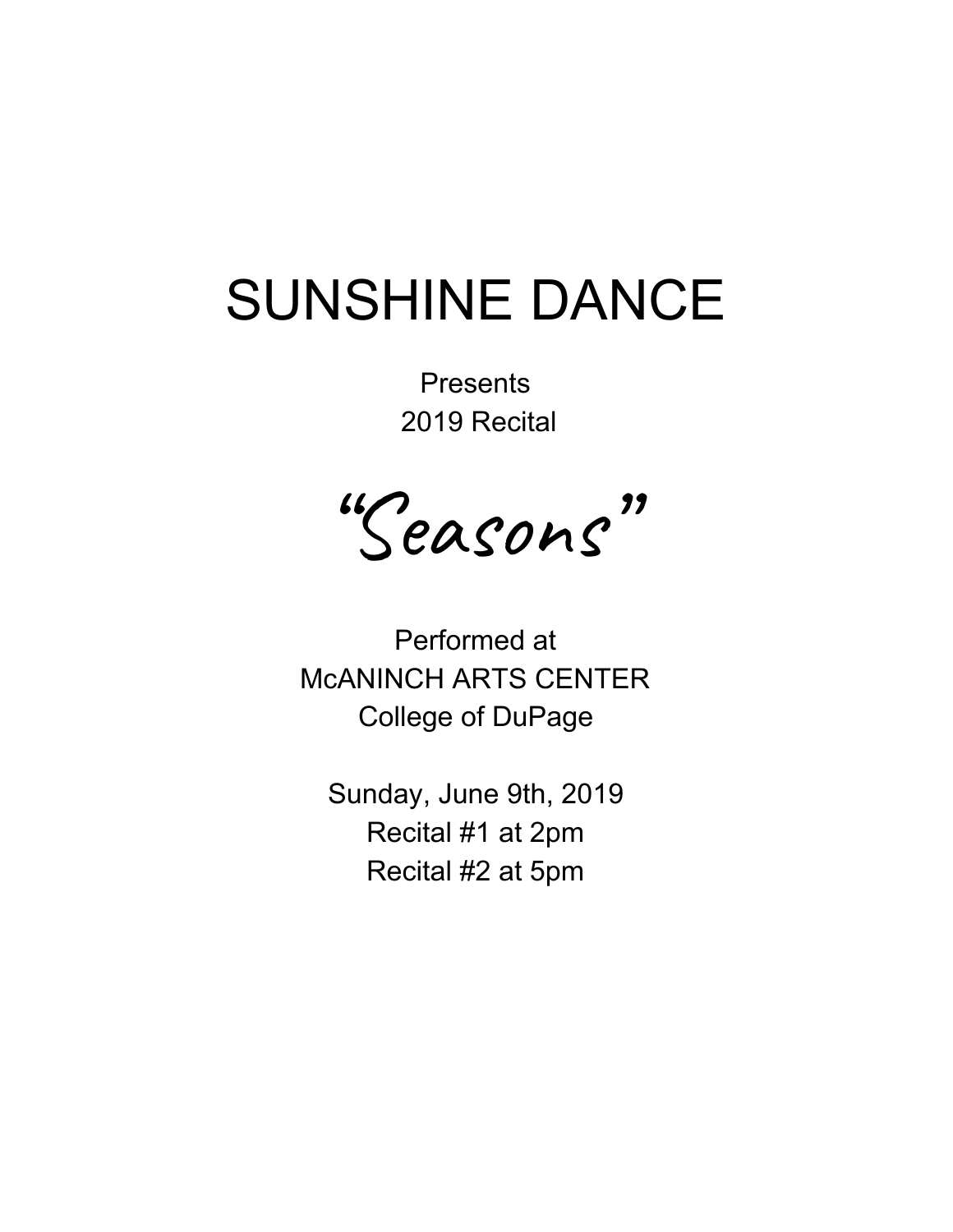# SUNSHINE DANCE

Presents
2019 Recital

## "Seasons"

Performed at
McANINCH ARTS CENTER
College of DuPage

Sunday, June 9th, 2019
Recital #1 at 2pm
Recital #2 at 5pm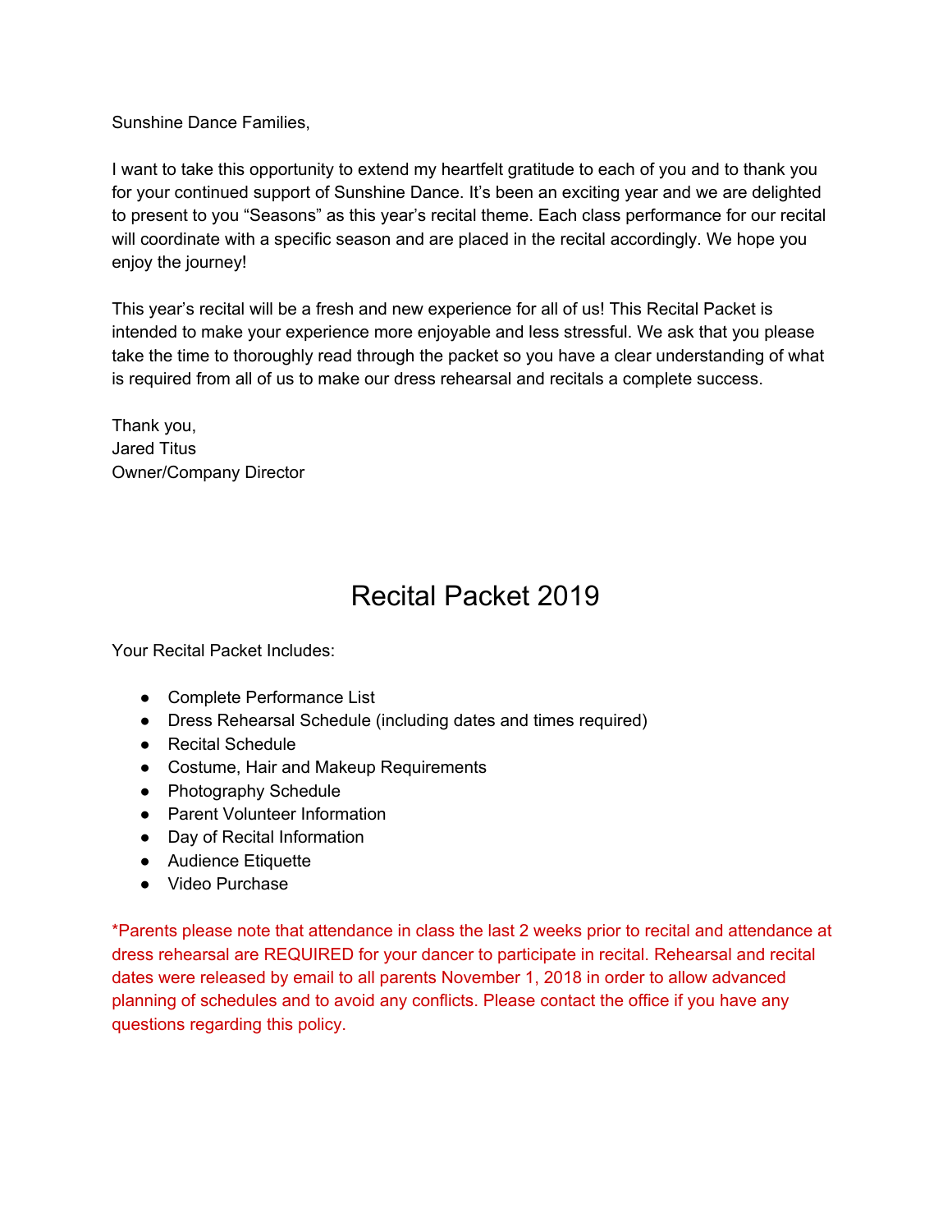Sunshine Dance Families,

I want to take this opportunity to extend my heartfelt gratitude to each of you and to thank you for your continued support of Sunshine Dance. It's been an exciting year and we are delighted to present to you "Seasons" as this year's recital theme. Each class performance for our recital will coordinate with a specific season and are placed in the recital accordingly. We hope you enjoy the journey!

This year's recital will be a fresh and new experience for all of us! This Recital Packet is intended to make your experience more enjoyable and less stressful. We ask that you please take the time to thoroughly read through the packet so you have a clear understanding of what is required from all of us to make our dress rehearsal and recitals a complete success.

Thank you,
Jared Titus
Owner/Company Director

# Recital Packet 2019

Your Recital Packet Includes:

- Complete Performance List
- Dress Rehearsal Schedule (including dates and times required)
- Recital Schedule
- Costume, Hair and Makeup Requirements
- Photography Schedule
- Parent Volunteer Information
- Day of Recital Information
- Audience Etiquette
- Video Purchase

*Parents please note that attendance in class the last 2 weeks prior to recital and attendance at dress rehearsal are REQUIRED for your dancer to participate in recital. Rehearsal and recital dates were released by email to all parents November 1, 2018 in order to allow advanced planning of schedules and to avoid any conflicts. Please contact the office if you have any questions regarding this policy.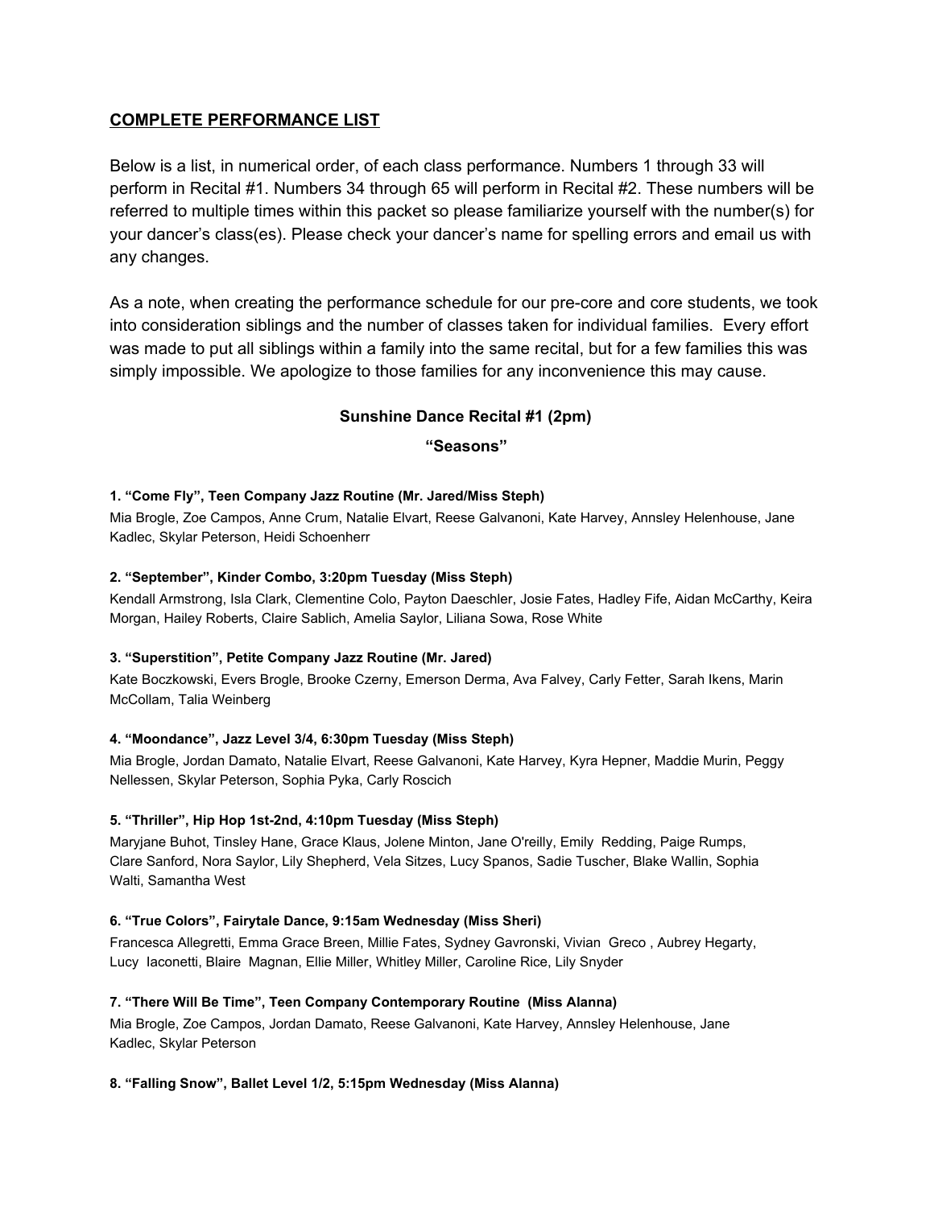**COMPLETE PERFORMANCE LIST**

Below is a list, in numerical order, of each class performance. Numbers 1 through 33 will perform in Recital #1. Numbers 34 through 65 will perform in Recital #2. These numbers will be referred to multiple times within this packet so please familiarize yourself with the number(s) for your dancer's class(es). Please check your dancer's name for spelling errors and email us with any changes.

As a note, when creating the performance schedule for our pre-core and core students, we took into consideration siblings and the number of classes taken for individual families. Every effort was made to put all siblings within a family into the same recital, but for a few families this was simply impossible. We apologize to those families for any inconvenience this may cause.

**Sunshine Dance Recital #1 (2pm)**

**"Seasons"**

**1. "Come Fly", Teen Company Jazz Routine (Mr. Jared/Miss Steph)**
Mia Brogle, Zoe Campos, Anne Crum, Natalie Elvart, Reese Galvanoni, Kate Harvey, Annsley Helenhouse, Jane Kadlec, Skylar Peterson, Heidi Schoenherr

**2. "September", Kinder Combo, 3:20pm Tuesday (Miss Steph)**
Kendall Armstrong, Isla Clark, Clementine Colo, Payton Daeschler, Josie Fates, Hadley Fife, Aidan McCarthy, Keira Morgan, Hailey Roberts, Claire Sablich, Amelia Saylor, Liliana Sowa, Rose White

**3. "Superstition", Petite Company Jazz Routine (Mr. Jared)**
Kate Boczkowski, Evers Brogle, Brooke Czerny, Emerson Derma, Ava Falvey, Carly Fetter, Sarah Ikens, Marin McCollam, Talia Weinberg

**4. "Moondance", Jazz Level 3/4, 6:30pm Tuesday (Miss Steph)**
Mia Brogle, Jordan Damato, Natalie Elvart, Reese Galvanoni, Kate Harvey, Kyra Hepner, Maddie Murin, Peggy Nellessen, Skylar Peterson, Sophia Pyka, Carly Roscich

**5. "Thriller", Hip Hop 1st-2nd, 4:10pm Tuesday (Miss Steph)**
Maryjane Buhot, Tinsley Hane, Grace Klaus, Jolene Minton, Jane O'reilly, Emily Redding, Paige Rumps, Clare Sanford, Nora Saylor, Lily Shepherd, Vela Sitzes, Lucy Spanos, Sadie Tuscher, Blake Wallin, Sophia Walti, Samantha West

**6. "True Colors", Fairytale Dance, 9:15am Wednesday (Miss Sheri)**
Francesca Allegretti, Emma Grace Breen, Millie Fates, Sydney Gavronski, Vivian Greco , Aubrey Hegarty, Lucy Iaconetti, Blaire Magnan, Ellie Miller, Whitley Miller, Caroline Rice, Lily Snyder

**7. "There Will Be Time", Teen Company Contemporary Routine (Miss Alanna)**
Mia Brogle, Zoe Campos, Jordan Damato, Reese Galvanoni, Kate Harvey, Annsley Helenhouse, Jane Kadlec, Skylar Peterson

**8. "Falling Snow", Ballet Level 1/2, 5:15pm Wednesday (Miss Alanna)**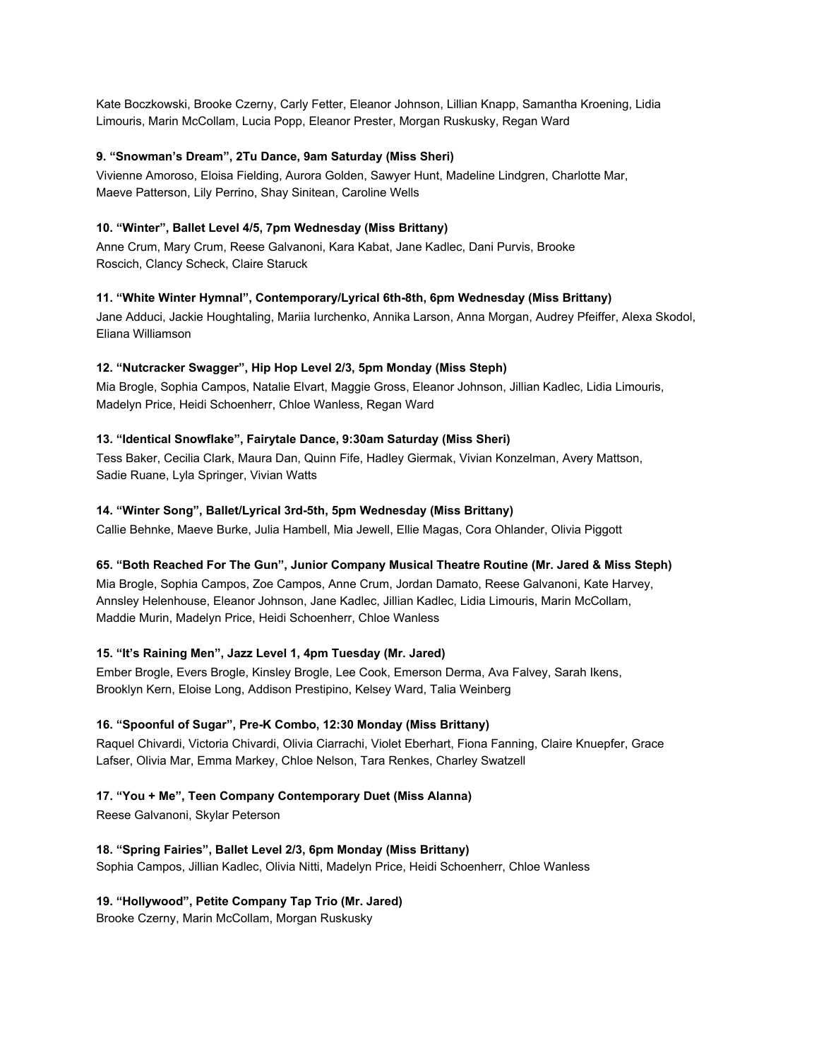Kate Boczkowski, Brooke Czerny, Carly Fetter, Eleanor Johnson, Lillian Knapp, Samantha Kroening, Lidia Limouris, Marin McCollam, Lucia Popp, Eleanor Prester, Morgan Ruskusky, Regan Ward

**9. "Snowman's Dream", 2Tu Dance, 9am Saturday (Miss Sheri)**
Vivienne Amoroso, Eloisa Fielding, Aurora Golden, Sawyer Hunt, Madeline Lindgren, Charlotte Mar, Maeve Patterson, Lily Perrino, Shay Sinitean, Caroline Wells

**10. "Winter", Ballet Level 4/5, 7pm Wednesday (Miss Brittany)**
Anne Crum, Mary Crum, Reese Galvanoni, Kara Kabat, Jane Kadlec, Dani Purvis, Brooke Roscich, Clancy Scheck, Claire Staruck

**11. "White Winter Hymnal", Contemporary/Lyrical 6th-8th, 6pm Wednesday (Miss Brittany)**
Jane Adduci, Jackie Houghtaling, Mariia Iurchenko, Annika Larson, Anna Morgan, Audrey Pfeiffer, Alexa Skodol, Eliana Williamson

**12. "Nutcracker Swagger", Hip Hop Level 2/3, 5pm Monday (Miss Steph)**
Mia Brogle, Sophia Campos, Natalie Elvart, Maggie Gross, Eleanor Johnson, Jillian Kadlec, Lidia Limouris, Madelyn Price, Heidi Schoenherr, Chloe Wanless, Regan Ward

**13. "Identical Snowflake", Fairytale Dance, 9:30am Saturday (Miss Sheri)**
Tess Baker, Cecilia Clark, Maura Dan, Quinn Fife, Hadley Giermak, Vivian Konzelman, Avery Mattson, Sadie Ruane, Lyla Springer, Vivian Watts

**14. "Winter Song", Ballet/Lyrical 3rd-5th, 5pm Wednesday (Miss Brittany)**
Callie Behnke, Maeve Burke, Julia Hambell, Mia Jewell, Ellie Magas, Cora Ohlander, Olivia Piggott

**65. "Both Reached For The Gun", Junior Company Musical Theatre Routine (Mr. Jared & Miss Steph)**
Mia Brogle, Sophia Campos, Zoe Campos, Anne Crum, Jordan Damato, Reese Galvanoni, Kate Harvey, Annsley Helenhouse, Eleanor Johnson, Jane Kadlec, Jillian Kadlec, Lidia Limouris, Marin McCollam, Maddie Murin, Madelyn Price, Heidi Schoenherr, Chloe Wanless

**15. "It's Raining Men", Jazz Level 1, 4pm Tuesday (Mr. Jared)**
Ember Brogle, Evers Brogle, Kinsley Brogle, Lee Cook, Emerson Derma, Ava Falvey, Sarah Ikens, Brooklyn Kern, Eloise Long, Addison Prestipino, Kelsey Ward, Talia Weinberg

**16. "Spoonful of Sugar", Pre-K Combo, 12:30 Monday (Miss Brittany)**
Raquel Chivardi, Victoria Chivardi, Olivia Ciarrachi, Violet Eberhart, Fiona Fanning, Claire Knuepfer, Grace Lafser, Olivia Mar, Emma Markey, Chloe Nelson, Tara Renkes, Charley Swatzell

**17. "You + Me", Teen Company Contemporary Duet (Miss Alanna)**
Reese Galvanoni, Skylar Peterson

**18. "Spring Fairies", Ballet Level 2/3, 6pm Monday (Miss Brittany)**
Sophia Campos, Jillian Kadlec, Olivia Nitti, Madelyn Price, Heidi Schoenherr, Chloe Wanless

**19. "Hollywood", Petite Company Tap Trio (Mr. Jared)**
Brooke Czerny, Marin McCollam, Morgan Ruskusky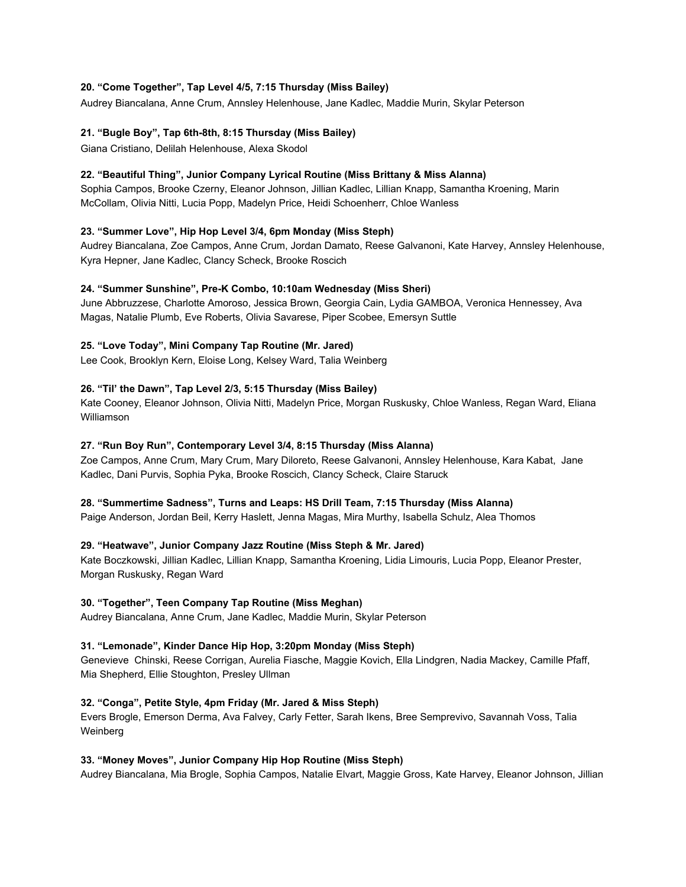**20. “Come Together”, Tap Level 4/5, 7:15 Thursday (Miss Bailey)**
Audrey Biancalana, Anne Crum, Annsley Helenhouse, Jane Kadlec, Maddie Murin, Skylar Peterson

**21. “Bugle Boy”, Tap 6th-8th, 8:15 Thursday (Miss Bailey)**
Giana Cristiano, Delilah Helenhouse, Alexa Skodol

**22. “Beautiful Thing”, Junior Company Lyrical Routine (Miss Brittany & Miss Alanna)**
Sophia Campos, Brooke Czerny, Eleanor Johnson, Jillian Kadlec, Lillian Knapp, Samantha Kroening, Marin McCollam, Olivia Nitti, Lucia Popp, Madelyn Price, Heidi Schoenherr, Chloe Wanless

**23. “Summer Love”, Hip Hop Level 3/4, 6pm Monday (Miss Steph)**
Audrey Biancalana, Zoe Campos, Anne Crum, Jordan Damato, Reese Galvanoni, Kate Harvey, Annsley Helenhouse, Kyra Hepner, Jane Kadlec, Clancy Scheck, Brooke Roscich

**24. “Summer Sunshine”, Pre-K Combo, 10:10am Wednesday (Miss Sheri)**
June Abbruzzese, Charlotte Amoroso, Jessica Brown, Georgia Cain, Lydia GAMBOA, Veronica Hennessey, Ava Magas, Natalie Plumb, Eve Roberts, Olivia Savarese, Piper Scobee, Emersyn Suttle

**25. “Love Today”, Mini Company Tap Routine (Mr. Jared)**
Lee Cook, Brooklyn Kern, Eloise Long, Kelsey Ward, Talia Weinberg

**26. “Til’ the Dawn”, Tap Level 2/3, 5:15 Thursday (Miss Bailey)**
Kate Cooney, Eleanor Johnson, Olivia Nitti, Madelyn Price, Morgan Ruskusky, Chloe Wanless, Regan Ward, Eliana Williamson

**27. “Run Boy Run”, Contemporary Level 3/4, 8:15 Thursday (Miss Alanna)**
Zoe Campos, Anne Crum, Mary Crum, Mary Diloreto, Reese Galvanoni, Annsley Helenhouse, Kara Kabat, Jane Kadlec, Dani Purvis, Sophia Pyka, Brooke Roscich, Clancy Scheck, Claire Staruck

**28. “Summertime Sadness”, Turns and Leaps: HS Drill Team, 7:15 Thursday (Miss Alanna)**
Paige Anderson, Jordan Beil, Kerry Haslett, Jenna Magas, Mira Murthy, Isabella Schulz, Alea Thomos

**29. “Heatwave”, Junior Company Jazz Routine (Miss Steph & Mr. Jared)**
Kate Boczkowski, Jillian Kadlec, Lillian Knapp, Samantha Kroening, Lidia Limouris, Lucia Popp, Eleanor Prester, Morgan Ruskusky, Regan Ward

**30. “Together”, Teen Company Tap Routine (Miss Meghan)**
Audrey Biancalana, Anne Crum, Jane Kadlec, Maddie Murin, Skylar Peterson

**31. “Lemonade”, Kinder Dance Hip Hop, 3:20pm Monday (Miss Steph)**
Genevieve Chinski, Reese Corrigan, Aurelia Fiasche, Maggie Kovich, Ella Lindgren, Nadia Mackey, Camille Pfaff, Mia Shepherd, Ellie Stoughton, Presley Ullman

**32. “Conga”, Petite Style, 4pm Friday (Mr. Jared & Miss Steph)**
Evers Brogle, Emerson Derma, Ava Falvey, Carly Fetter, Sarah Ikens, Bree Semprevivo, Savannah Voss, Talia Weinberg

**33. “Money Moves”, Junior Company Hip Hop Routine (Miss Steph)**
Audrey Biancalana, Mia Brogle, Sophia Campos, Natalie Elvart, Maggie Gross, Kate Harvey, Eleanor Johnson, Jillian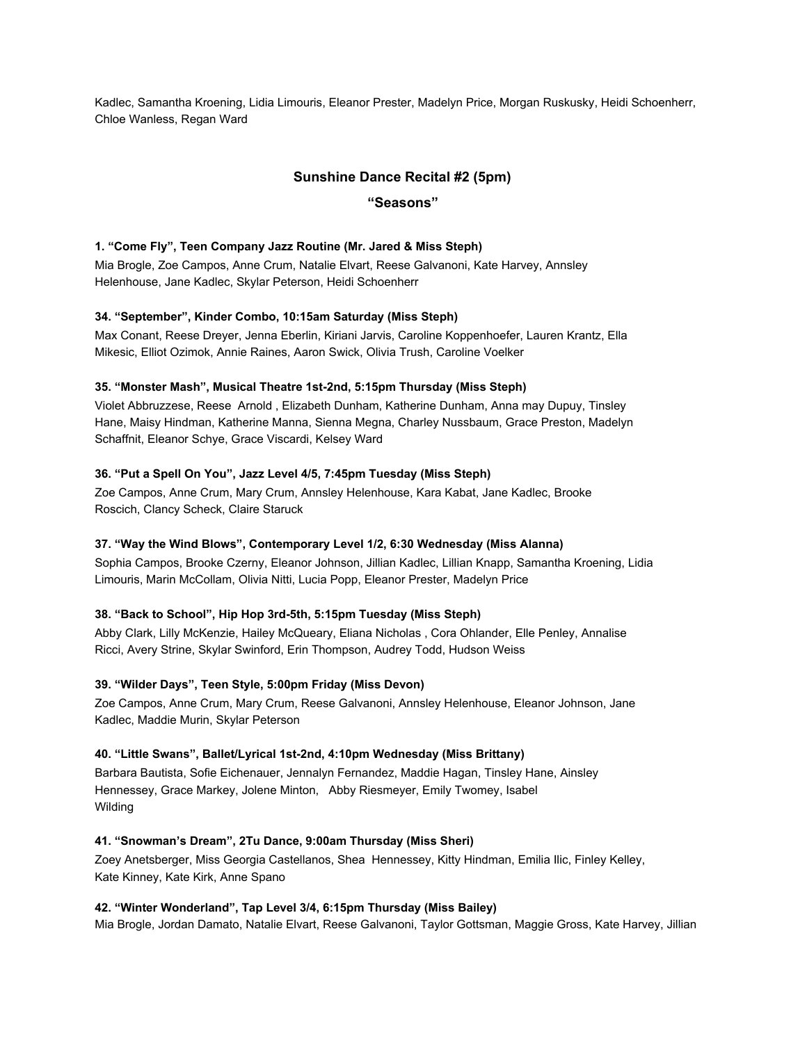Kadlec, Samantha Kroening, Lidia Limouris, Eleanor Prester, Madelyn Price, Morgan Ruskusky, Heidi Schoenherr, Chloe Wanless, Regan Ward

## Sunshine Dance Recital #2 (5pm)

### "Seasons"

**1. "Come Fly", Teen Company Jazz Routine (Mr. Jared & Miss Steph)**
Mia Brogle, Zoe Campos, Anne Crum, Natalie Elvart, Reese Galvanoni, Kate Harvey, Annsley Helenhouse, Jane Kadlec, Skylar Peterson, Heidi Schoenherr

**34. "September", Kinder Combo, 10:15am Saturday (Miss Steph)**
Max Conant, Reese Dreyer, Jenna Eberlin, Kiriani Jarvis, Caroline Koppenhoefer, Lauren Krantz, Ella Mikesic, Elliot Ozimok, Annie Raines, Aaron Swick, Olivia Trush, Caroline Voelker

**35. "Monster Mash", Musical Theatre 1st-2nd, 5:15pm Thursday (Miss Steph)**
Violet Abbruzzese, Reese Arnold , Elizabeth Dunham, Katherine Dunham, Anna may Dupuy, Tinsley Hane, Maisy Hindman, Katherine Manna, Sienna Megna, Charley Nussbaum, Grace Preston, Madelyn Schaffnit, Eleanor Schye, Grace Viscardi, Kelsey Ward

**36. "Put a Spell On You", Jazz Level 4/5, 7:45pm Tuesday (Miss Steph)**
Zoe Campos, Anne Crum, Mary Crum, Annsley Helenhouse, Kara Kabat, Jane Kadlec, Brooke Roscich, Clancy Scheck, Claire Staruck

**37. "Way the Wind Blows", Contemporary Level 1/2, 6:30 Wednesday (Miss Alanna)**
Sophia Campos, Brooke Czerny, Eleanor Johnson, Jillian Kadlec, Lillian Knapp, Samantha Kroening, Lidia Limouris, Marin McCollam, Olivia Nitti, Lucia Popp, Eleanor Prester, Madelyn Price

**38. "Back to School", Hip Hop 3rd-5th, 5:15pm Tuesday (Miss Steph)**
Abby Clark, Lilly McKenzie, Hailey McQueary, Eliana Nicholas , Cora Ohlander, Elle Penley, Annalise Ricci, Avery Strine, Skylar Swinford, Erin Thompson, Audrey Todd, Hudson Weiss

**39. "Wilder Days", Teen Style, 5:00pm Friday (Miss Devon)**
Zoe Campos, Anne Crum, Mary Crum, Reese Galvanoni, Annsley Helenhouse, Eleanor Johnson, Jane Kadlec, Maddie Murin, Skylar Peterson

**40. "Little Swans", Ballet/Lyrical 1st-2nd, 4:10pm Wednesday (Miss Brittany)**
Barbara Bautista, Sofie Eichenauer, Jennalyn Fernandez, Maddie Hagan, Tinsley Hane, Ainsley Hennessey, Grace Markey, Jolene Minton, Abby Riesmeyer, Emily Twomey, Isabel Wilding

**41. "Snowman's Dream", 2Tu Dance, 9:00am Thursday (Miss Sheri)**
Zoey Anetsberger, Miss Georgia Castellanos, Shea Hennessey, Kitty Hindman, Emilia Ilic, Finley Kelley, Kate Kinney, Kate Kirk, Anne Spano

**42. "Winter Wonderland", Tap Level 3/4, 6:15pm Thursday (Miss Bailey)**
Mia Brogle, Jordan Damato, Natalie Elvart, Reese Galvanoni, Taylor Gottsman, Maggie Gross, Kate Harvey, Jillian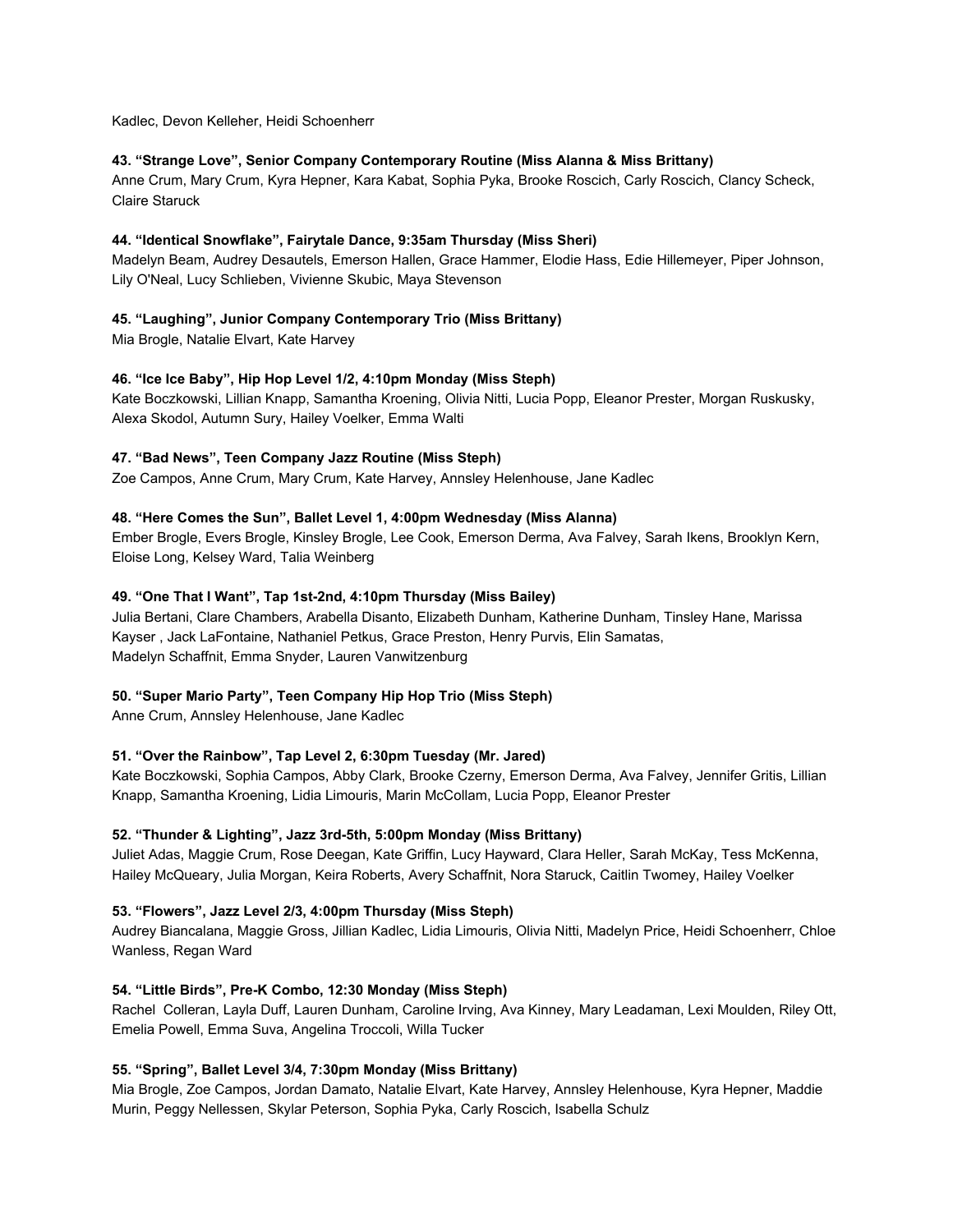Kadlec, Devon Kelleher, Heidi Schoenherr

**43. “Strange Love”, Senior Company Contemporary Routine (Miss Alanna & Miss Brittany)**
Anne Crum, Mary Crum, Kyra Hepner, Kara Kabat, Sophia Pyka, Brooke Roscich, Carly Roscich, Clancy Scheck, Claire Staruck

**44. “Identical Snowflake”, Fairytale Dance, 9:35am Thursday (Miss Sheri)**
Madelyn Beam, Audrey Desautels, Emerson Hallen, Grace Hammer, Elodie Hass, Edie Hillemeyer, Piper Johnson, Lily O'Neal, Lucy Schlieben, Vivienne Skubic, Maya Stevenson

**45. “Laughing”, Junior Company Contemporary Trio (Miss Brittany)**
Mia Brogle, Natalie Elvart, Kate Harvey

**46. “Ice Ice Baby”, Hip Hop Level 1/2, 4:10pm Monday (Miss Steph)**
Kate Boczkowski, Lillian Knapp, Samantha Kroening, Olivia Nitti, Lucia Popp, Eleanor Prester, Morgan Ruskusky, Alexa Skodol, Autumn Sury, Hailey Voelker, Emma Walti

**47. “Bad News”, Teen Company Jazz Routine (Miss Steph)**
Zoe Campos, Anne Crum, Mary Crum, Kate Harvey, Annsley Helenhouse, Jane Kadlec

**48. “Here Comes the Sun”, Ballet Level 1, 4:00pm Wednesday (Miss Alanna)**
Ember Brogle, Evers Brogle, Kinsley Brogle, Lee Cook, Emerson Derma, Ava Falvey, Sarah Ikens, Brooklyn Kern, Eloise Long, Kelsey Ward, Talia Weinberg

**49. “One That I Want”, Tap 1st-2nd, 4:10pm Thursday (Miss Bailey)**
Julia Bertani, Clare Chambers, Arabella Disanto, Elizabeth Dunham, Katherine Dunham, Tinsley Hane, Marissa Kayser , Jack LaFontaine, Nathaniel Petkus, Grace Preston, Henry Purvis, Elin Samatas, Madelyn Schaffnit, Emma Snyder, Lauren Vanwitzenburg

**50. “Super Mario Party”, Teen Company Hip Hop Trio (Miss Steph)**
Anne Crum, Annsley Helenhouse, Jane Kadlec

**51. “Over the Rainbow”, Tap Level 2, 6:30pm Tuesday (Mr. Jared)**
Kate Boczkowski, Sophia Campos, Abby Clark, Brooke Czerny, Emerson Derma, Ava Falvey, Jennifer Gritis, Lillian Knapp, Samantha Kroening, Lidia Limouris, Marin McCollam, Lucia Popp, Eleanor Prester

**52. “Thunder & Lighting”, Jazz 3rd-5th, 5:00pm Monday (Miss Brittany)**
Juliet Adas, Maggie Crum, Rose Deegan, Kate Griffin, Lucy Hayward, Clara Heller, Sarah McKay, Tess McKenna, Hailey McQueary, Julia Morgan, Keira Roberts, Avery Schaffnit, Nora Staruck, Caitlin Twomey, Hailey Voelker

**53. “Flowers”, Jazz Level 2/3, 4:00pm Thursday (Miss Steph)**
Audrey Biancalana, Maggie Gross, Jillian Kadlec, Lidia Limouris, Olivia Nitti, Madelyn Price, Heidi Schoenherr, Chloe Wanless, Regan Ward

**54. “Little Birds”, Pre-K Combo, 12:30 Monday (Miss Steph)**
Rachel Colleran, Layla Duff, Lauren Dunham, Caroline Irving, Ava Kinney, Mary Leadaman, Lexi Moulden, Riley Ott, Emelia Powell, Emma Suva, Angelina Troccoli, Willa Tucker

**55. “Spring”, Ballet Level 3/4, 7:30pm Monday (Miss Brittany)**
Mia Brogle, Zoe Campos, Jordan Damato, Natalie Elvart, Kate Harvey, Annsley Helenhouse, Kyra Hepner, Maddie Murin, Peggy Nellessen, Skylar Peterson, Sophia Pyka, Carly Roscich, Isabella Schulz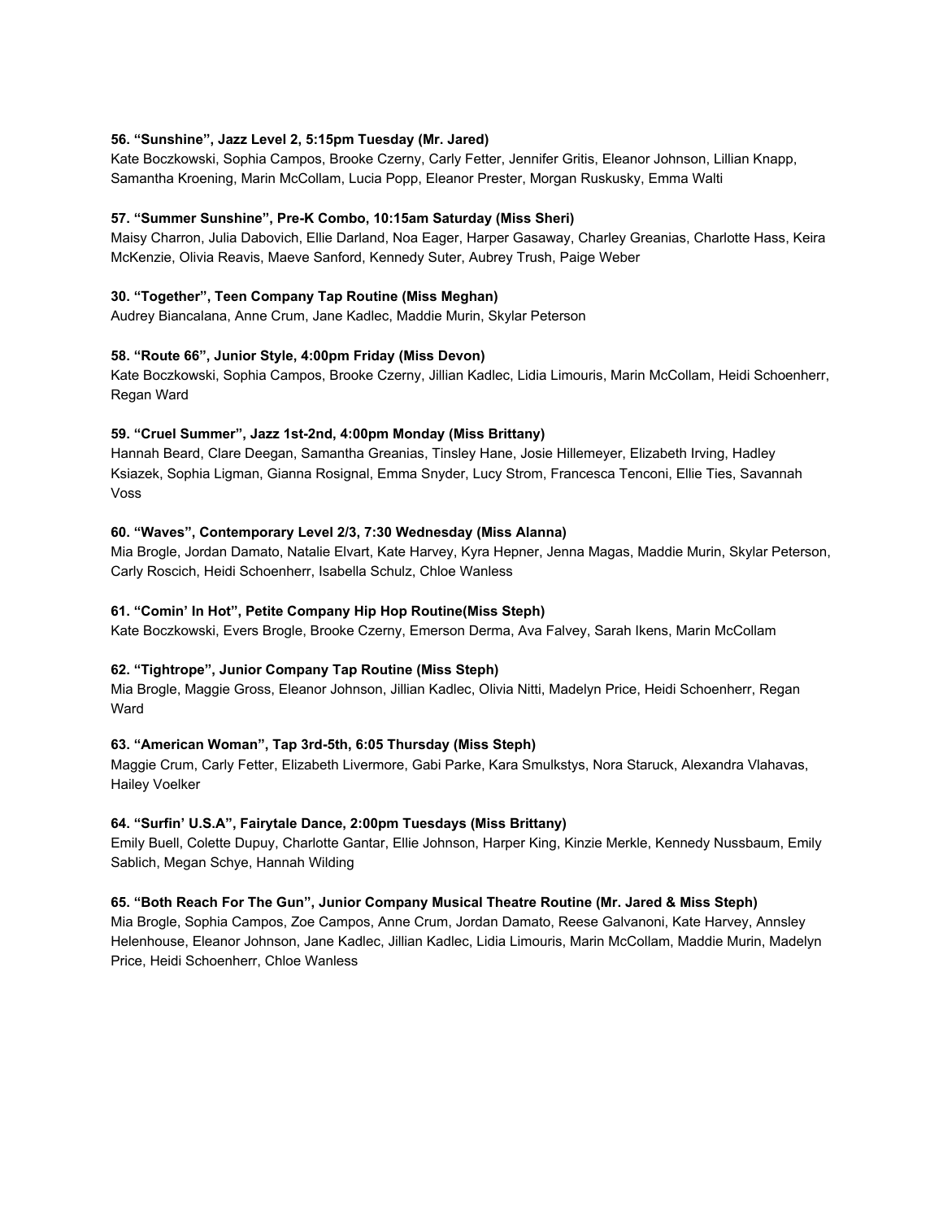**56. “Sunshine”, Jazz Level 2, 5:15pm Tuesday (Mr. Jared)**
Kate Boczkowski, Sophia Campos, Brooke Czerny, Carly Fetter, Jennifer Gritis, Eleanor Johnson, Lillian Knapp, Samantha Kroening, Marin McCollam, Lucia Popp, Eleanor Prester, Morgan Ruskusky, Emma Walti

**57. “Summer Sunshine”, Pre-K Combo, 10:15am Saturday (Miss Sheri)**
Maisy Charron, Julia Dabovich, Ellie Darland, Noa Eager, Harper Gasaway, Charley Greanias, Charlotte Hass, Keira McKenzie, Olivia Reavis, Maeve Sanford, Kennedy Suter, Aubrey Trush, Paige Weber

**30. “Together”, Teen Company Tap Routine (Miss Meghan)**
Audrey Biancalana, Anne Crum, Jane Kadlec, Maddie Murin, Skylar Peterson

**58. “Route 66”, Junior Style, 4:00pm Friday (Miss Devon)**
Kate Boczkowski, Sophia Campos, Brooke Czerny, Jillian Kadlec, Lidia Limouris, Marin McCollam, Heidi Schoenherr, Regan Ward

**59. “Cruel Summer”, Jazz 1st-2nd, 4:00pm Monday (Miss Brittany)**
Hannah Beard, Clare Deegan, Samantha Greanias, Tinsley Hane, Josie Hillemeyer, Elizabeth Irving, Hadley Ksiazek, Sophia Ligman, Gianna Rosignal, Emma Snyder, Lucy Strom, Francesca Tenconi, Ellie Ties, Savannah Voss

**60. “Waves”, Contemporary Level 2/3, 7:30 Wednesday (Miss Alanna)**
Mia Brogle, Jordan Damato, Natalie Elvart, Kate Harvey, Kyra Hepner, Jenna Magas, Maddie Murin, Skylar Peterson, Carly Roscich, Heidi Schoenherr, Isabella Schulz, Chloe Wanless

**61. “Comin’ In Hot”, Petite Company Hip Hop Routine(Miss Steph)**
Kate Boczkowski, Evers Brogle, Brooke Czerny, Emerson Derma, Ava Falvey, Sarah Ikens, Marin McCollam

**62. “Tightrope”, Junior Company Tap Routine (Miss Steph)**
Mia Brogle, Maggie Gross, Eleanor Johnson, Jillian Kadlec, Olivia Nitti, Madelyn Price, Heidi Schoenherr, Regan Ward

**63. “American Woman”, Tap 3rd-5th, 6:05 Thursday (Miss Steph)**
Maggie Crum, Carly Fetter, Elizabeth Livermore, Gabi Parke, Kara Smulkstys, Nora Staruck, Alexandra Vlahavas, Hailey Voelker

**64. “Surfin’ U.S.A”, Fairytale Dance, 2:00pm Tuesdays (Miss Brittany)**
Emily Buell, Colette Dupuy, Charlotte Gantar, Ellie Johnson, Harper King, Kinzie Merkle, Kennedy Nussbaum, Emily Sablich, Megan Schye, Hannah Wilding

**65. “Both Reach For The Gun”, Junior Company Musical Theatre Routine (Mr. Jared & Miss Steph)**
Mia Brogle, Sophia Campos, Zoe Campos, Anne Crum, Jordan Damato, Reese Galvanoni, Kate Harvey, Annsley Helenhouse, Eleanor Johnson, Jane Kadlec, Jillian Kadlec, Lidia Limouris, Marin McCollam, Maddie Murin, Madelyn Price, Heidi Schoenherr, Chloe Wanless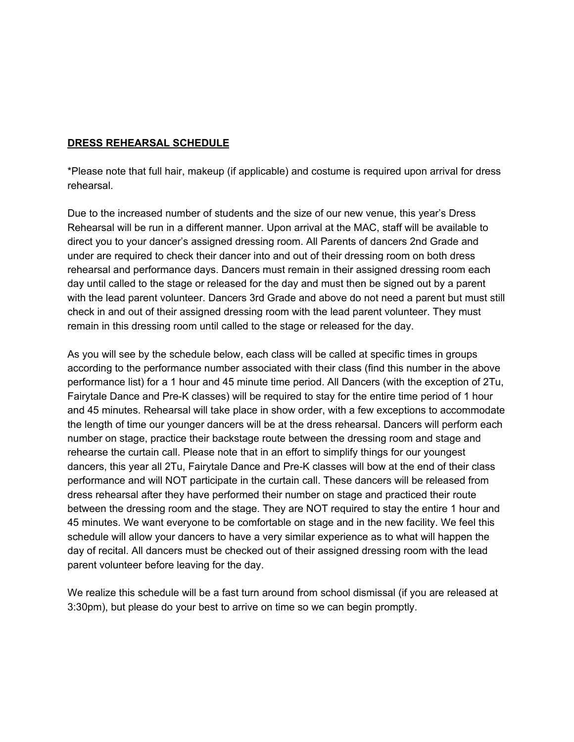**DRESS REHEARSAL SCHEDULE**

*Please note that full hair, makeup (if applicable) and costume is required upon arrival for dress rehearsal.

Due to the increased number of students and the size of our new venue, this year's Dress Rehearsal will be run in a different manner. Upon arrival at the MAC, staff will be available to direct you to your dancer's assigned dressing room. All Parents of dancers 2nd Grade and under are required to check their dancer into and out of their dressing room on both dress rehearsal and performance days. Dancers must remain in their assigned dressing room each day until called to the stage or released for the day and must then be signed out by a parent with the lead parent volunteer. Dancers 3rd Grade and above do not need a parent but must still check in and out of their assigned dressing room with the lead parent volunteer. They must remain in this dressing room until called to the stage or released for the day.

As you will see by the schedule below, each class will be called at specific times in groups according to the performance number associated with their class (find this number in the above performance list) for a 1 hour and 45 minute time period. All Dancers (with the exception of 2Tu, Fairytale Dance and Pre-K classes) will be required to stay for the entire time period of 1 hour and 45 minutes. Rehearsal will take place in show order, with a few exceptions to accommodate the length of time our younger dancers will be at the dress rehearsal. Dancers will perform each number on stage, practice their backstage route between the dressing room and stage and rehearse the curtain call. Please note that in an effort to simplify things for our youngest dancers, this year all 2Tu, Fairytale Dance and Pre-K classes will bow at the end of their class performance and will NOT participate in the curtain call. These dancers will be released from dress rehearsal after they have performed their number on stage and practiced their route between the dressing room and the stage. They are NOT required to stay the entire 1 hour and 45 minutes. We want everyone to be comfortable on stage and in the new facility. We feel this schedule will allow your dancers to have a very similar experience as to what will happen the day of recital. All dancers must be checked out of their assigned dressing room with the lead parent volunteer before leaving for the day.

We realize this schedule will be a fast turn around from school dismissal (if you are released at 3:30pm), but please do your best to arrive on time so we can begin promptly.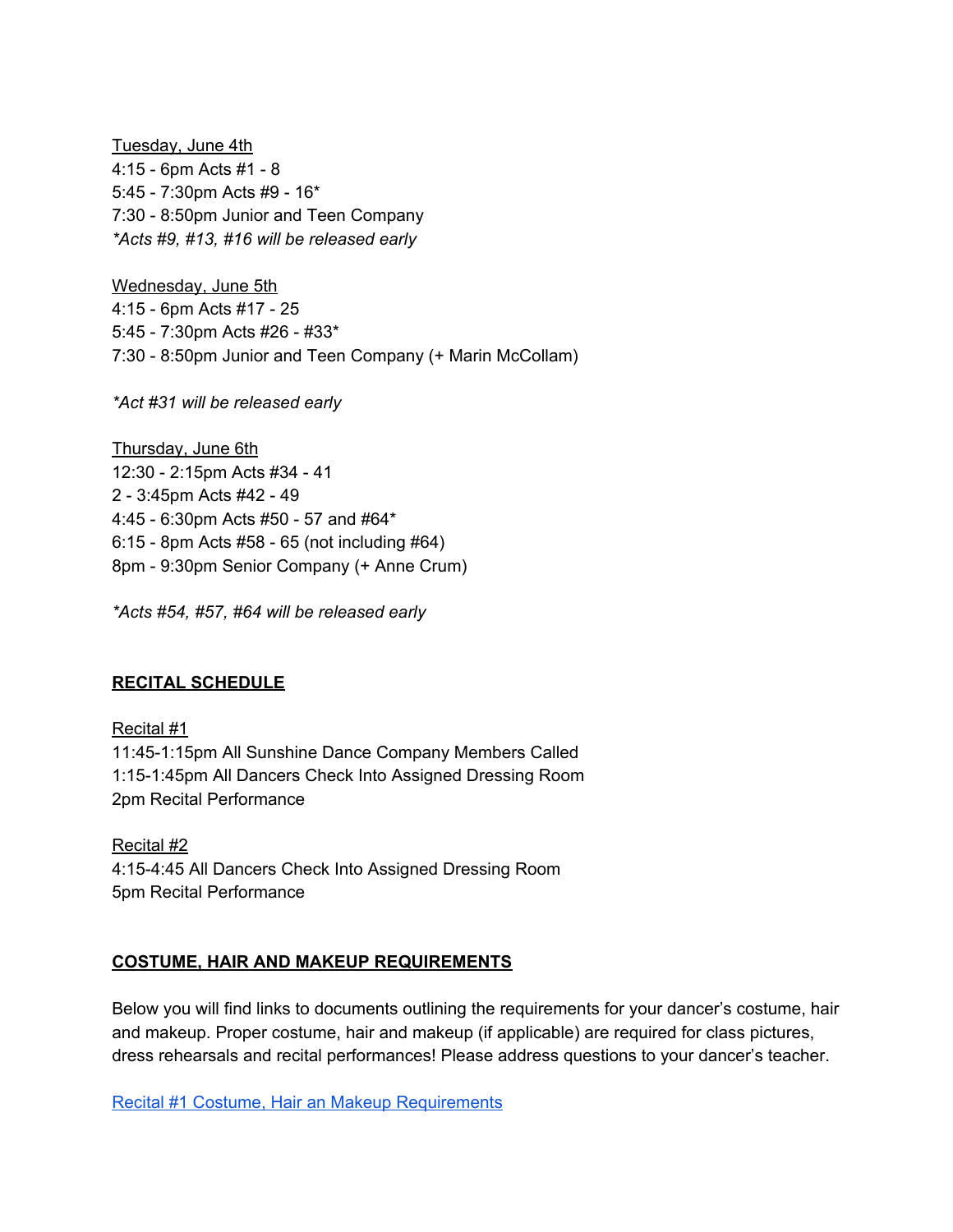Tuesday, June 4th
4:15 - 6pm Acts #1 - 8
5:45 - 7:30pm Acts #9 - 16*
7:30 - 8:50pm Junior and Teen Company
*\*Acts #9, #13, #16 will be released early*

Wednesday, June 5th
4:15 - 6pm Acts #17 - 25
5:45 - 7:30pm Acts #26 - #33*
7:30 - 8:50pm Junior and Teen Company (+ Marin McCollam)

*\*Act #31 will be released early*

Thursday, June 6th
12:30 - 2:15pm Acts #34 - 41
2 - 3:45pm Acts #42 - 49
4:45 - 6:30pm Acts #50 - 57 and #64*
6:15 - 8pm Acts #58 - 65 (not including #64)
8pm - 9:30pm Senior Company (+ Anne Crum)

*\*Acts #54, #57, #64 will be released early*

## RECITAL SCHEDULE

Recital #1
11:45-1:15pm All Sunshine Dance Company Members Called
1:15-1:45pm All Dancers Check Into Assigned Dressing Room
2pm Recital Performance

Recital #2
4:15-4:45 All Dancers Check Into Assigned Dressing Room
5pm Recital Performance

## COSTUME, HAIR AND MAKEUP REQUIREMENTS

Below you will find links to documents outlining the requirements for your dancer's costume, hair and makeup. Proper costume, hair and makeup (if applicable) are required for class pictures, dress rehearsals and recital performances! Please address questions to your dancer's teacher.

Recital #1 Costume, Hair an Makeup Requirements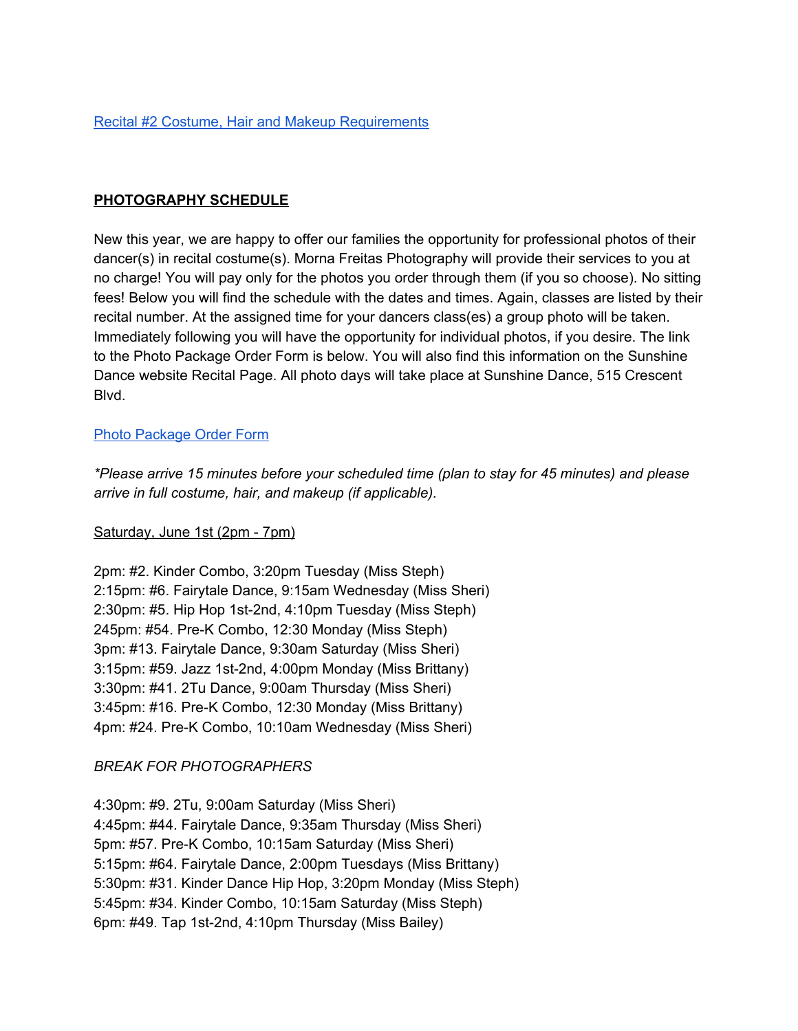[Recital #2 Costume, Hair and Makeup Requirements]

**PHOTOGRAPHY SCHEDULE**

New this year, we are happy to offer our families the opportunity for professional photos of their dancer(s) in recital costume(s). Morna Freitas Photography will provide their services to you at no charge! You will pay only for the photos you order through them (if you so choose). No sitting fees! Below you will find the schedule with the dates and times. Again, classes are listed by their recital number. At the assigned time for your dancers class(es) a group photo will be taken. Immediately following you will have the opportunity for individual photos, if you desire. The link to the Photo Package Order Form is below. You will also find this information on the Sunshine Dance website Recital Page. All photo days will take place at Sunshine Dance, 515 Crescent Blvd.

[Photo Package Order Form]

*\*Please arrive 15 minutes before your scheduled time (plan to stay for 45 minutes) and please arrive in full costume, hair, and makeup (if applicable).*

Saturday, June 1st (2pm - 7pm)

2pm: #2. Kinder Combo, 3:20pm Tuesday (Miss Steph)
2:15pm: #6. Fairytale Dance, 9:15am Wednesday (Miss Sheri)
2:30pm: #5. Hip Hop 1st-2nd, 4:10pm Tuesday (Miss Steph)
245pm: #54. Pre-K Combo, 12:30 Monday (Miss Steph)
3pm: #13. Fairytale Dance, 9:30am Saturday (Miss Sheri)
3:15pm: #59. Jazz 1st-2nd, 4:00pm Monday (Miss Brittany)
3:30pm: #41. 2Tu Dance, 9:00am Thursday (Miss Sheri)
3:45pm: #16. Pre-K Combo, 12:30 Monday (Miss Brittany)
4pm: #24. Pre-K Combo, 10:10am Wednesday (Miss Sheri)

*BREAK FOR PHOTOGRAPHERS*

4:30pm: #9. 2Tu, 9:00am Saturday (Miss Sheri)
4:45pm: #44. Fairytale Dance, 9:35am Thursday (Miss Sheri)
5pm: #57. Pre-K Combo, 10:15am Saturday (Miss Sheri)
5:15pm: #64. Fairytale Dance, 2:00pm Tuesdays (Miss Brittany)
5:30pm: #31. Kinder Dance Hip Hop, 3:20pm Monday (Miss Steph)
5:45pm: #34. Kinder Combo, 10:15am Saturday (Miss Steph)
6pm: #49. Tap 1st-2nd, 4:10pm Thursday (Miss Bailey)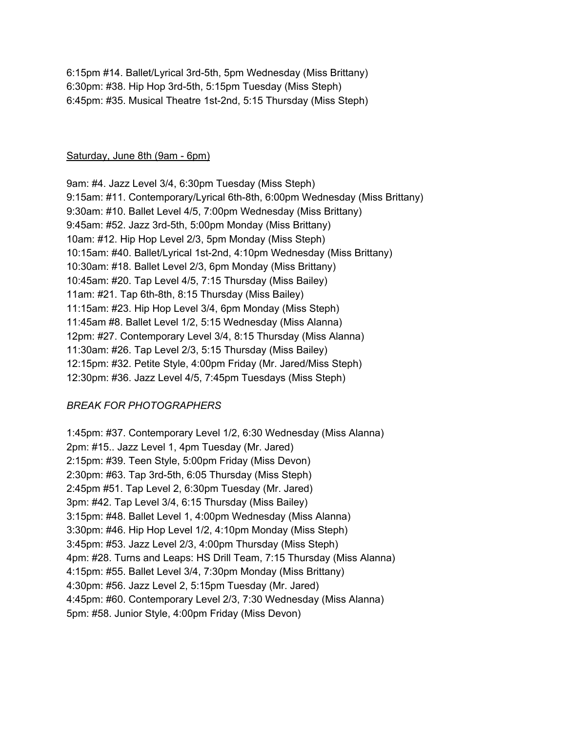6:15pm #14. Ballet/Lyrical 3rd-5th, 5pm Wednesday (Miss Brittany)
6:30pm: #38. Hip Hop 3rd-5th, 5:15pm Tuesday (Miss Steph)
6:45pm: #35. Musical Theatre 1st-2nd, 5:15 Thursday (Miss Steph)

Saturday, June 8th (9am - 6pm)

9am: #4. Jazz Level 3/4, 6:30pm Tuesday (Miss Steph)
9:15am: #11. Contemporary/Lyrical 6th-8th, 6:00pm Wednesday (Miss Brittany)
9:30am: #10. Ballet Level 4/5, 7:00pm Wednesday (Miss Brittany)
9:45am: #52. Jazz 3rd-5th, 5:00pm Monday (Miss Brittany)
10am: #12. Hip Hop Level 2/3, 5pm Monday (Miss Steph)
10:15am: #40. Ballet/Lyrical 1st-2nd, 4:10pm Wednesday (Miss Brittany)
10:30am: #18. Ballet Level 2/3, 6pm Monday (Miss Brittany)
10:45am: #20. Tap Level 4/5, 7:15 Thursday (Miss Bailey)
11am: #21. Tap 6th-8th, 8:15 Thursday (Miss Bailey)
11:15am: #23. Hip Hop Level 3/4, 6pm Monday (Miss Steph)
11:45am #8. Ballet Level 1/2, 5:15 Wednesday (Miss Alanna)
12pm: #27. Contemporary Level 3/4, 8:15 Thursday (Miss Alanna)
11:30am: #26. Tap Level 2/3, 5:15 Thursday (Miss Bailey)
12:15pm: #32. Petite Style, 4:00pm Friday (Mr. Jared/Miss Steph)
12:30pm: #36. Jazz Level 4/5, 7:45pm Tuesdays (Miss Steph)

*BREAK FOR PHOTOGRAPHERS*

1:45pm: #37. Contemporary Level 1/2, 6:30 Wednesday (Miss Alanna)
2pm: #15.. Jazz Level 1, 4pm Tuesday (Mr. Jared)
2:15pm: #39. Teen Style, 5:00pm Friday (Miss Devon)
2:30pm: #63. Tap 3rd-5th, 6:05 Thursday (Miss Steph)
2:45pm #51. Tap Level 2, 6:30pm Tuesday (Mr. Jared)
3pm: #42. Tap Level 3/4, 6:15 Thursday (Miss Bailey)
3:15pm: #48. Ballet Level 1, 4:00pm Wednesday (Miss Alanna)
3:30pm: #46. Hip Hop Level 1/2, 4:10pm Monday (Miss Steph)
3:45pm: #53. Jazz Level 2/3, 4:00pm Thursday (Miss Steph)
4pm: #28. Turns and Leaps: HS Drill Team, 7:15 Thursday (Miss Alanna)
4:15pm: #55. Ballet Level 3/4, 7:30pm Monday (Miss Brittany)
4:30pm: #56. Jazz Level 2, 5:15pm Tuesday (Mr. Jared)
4:45pm: #60. Contemporary Level 2/3, 7:30 Wednesday (Miss Alanna)
5pm: #58. Junior Style, 4:00pm Friday (Miss Devon)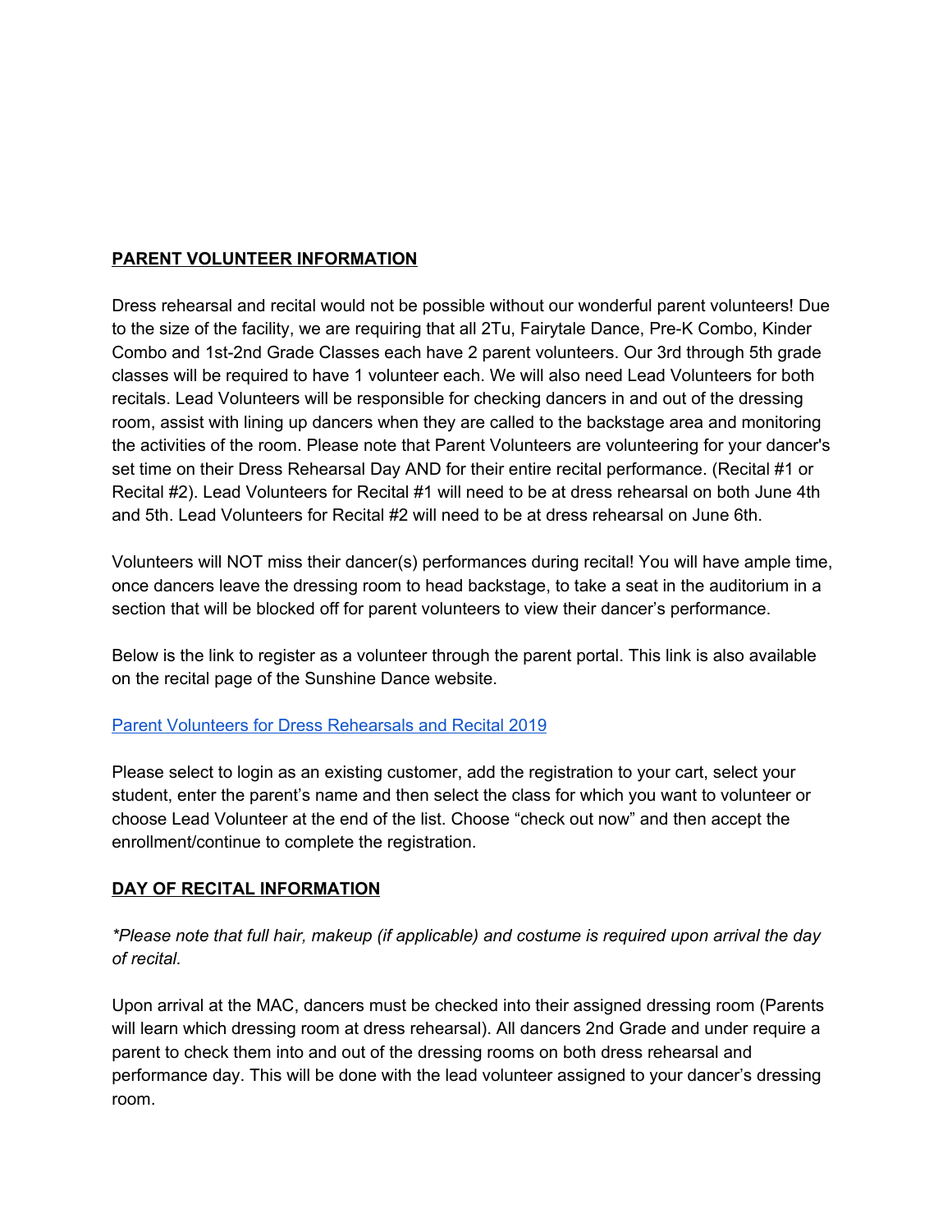## PARENT VOLUNTEER INFORMATION

Dress rehearsal and recital would not be possible without our wonderful parent volunteers! Due to the size of the facility, we are requiring that all 2Tu, Fairytale Dance, Pre-K Combo, Kinder Combo and 1st-2nd Grade Classes each have 2 parent volunteers. Our 3rd through 5th grade classes will be required to have 1 volunteer each. We will also need Lead Volunteers for both recitals. Lead Volunteers will be responsible for checking dancers in and out of the dressing room, assist with lining up dancers when they are called to the backstage area and monitoring the activities of the room. Please note that Parent Volunteers are volunteering for your dancer's set time on their Dress Rehearsal Day AND for their entire recital performance. (Recital #1 or Recital #2). Lead Volunteers for Recital #1 will need to be at dress rehearsal on both June 4th and 5th. Lead Volunteers for Recital #2 will need to be at dress rehearsal on June 6th.

Volunteers will NOT miss their dancer(s) performances during recital! You will have ample time, once dancers leave the dressing room to head backstage, to take a seat in the auditorium in a section that will be blocked off for parent volunteers to view their dancer's performance.

Below is the link to register as a volunteer through the parent portal. This link is also available on the recital page of the Sunshine Dance website.

[Parent Volunteers for Dress Rehearsals and Recital 2019]

Please select to login as an existing customer, add the registration to your cart, select your student, enter the parent's name and then select the class for which you want to volunteer or choose Lead Volunteer at the end of the list. Choose "check out now" and then accept the enrollment/continue to complete the registration.

## DAY OF RECITAL INFORMATION

*\*Please note that full hair, makeup (if applicable) and costume is required upon arrival the day of recital.*

Upon arrival at the MAC, dancers must be checked into their assigned dressing room (Parents will learn which dressing room at dress rehearsal). All dancers 2nd Grade and under require a parent to check them into and out of the dressing rooms on both dress rehearsal and performance day. This will be done with the lead volunteer assigned to your dancer's dressing room.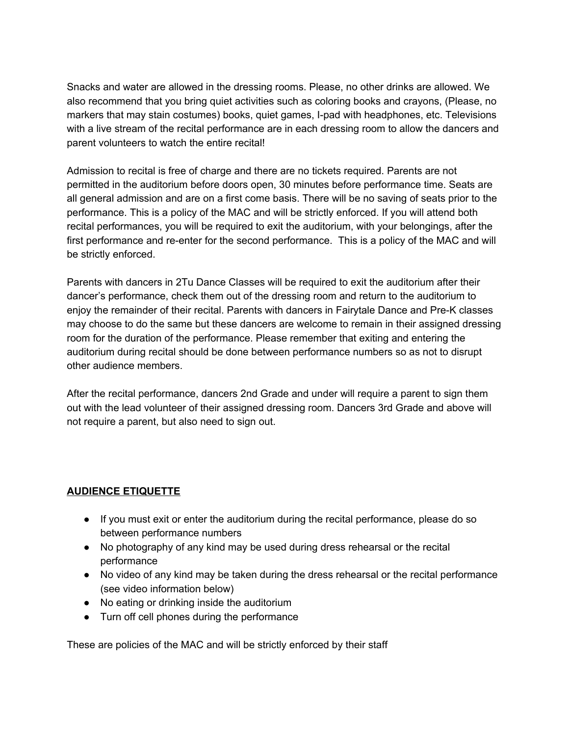Snacks and water are allowed in the dressing rooms. Please, no other drinks are allowed. We also recommend that you bring quiet activities such as coloring books and crayons, (Please, no markers that may stain costumes) books, quiet games, I-pad with headphones, etc. Televisions with a live stream of the recital performance are in each dressing room to allow the dancers and parent volunteers to watch the entire recital!

Admission to recital is free of charge and there are no tickets required. Parents are not permitted in the auditorium before doors open, 30 minutes before performance time. Seats are all general admission and are on a first come basis. There will be no saving of seats prior to the performance. This is a policy of the MAC and will be strictly enforced. If you will attend both recital performances, you will be required to exit the auditorium, with your belongings, after the first performance and re-enter for the second performance. This is a policy of the MAC and will be strictly enforced.

Parents with dancers in 2Tu Dance Classes will be required to exit the auditorium after their dancer's performance, check them out of the dressing room and return to the auditorium to enjoy the remainder of their recital. Parents with dancers in Fairytale Dance and Pre-K classes may choose to do the same but these dancers are welcome to remain in their assigned dressing room for the duration of the performance. Please remember that exiting and entering the auditorium during recital should be done between performance numbers so as not to disrupt other audience members.

After the recital performance, dancers 2nd Grade and under will require a parent to sign them out with the lead volunteer of their assigned dressing room. Dancers 3rd Grade and above will not require a parent, but also need to sign out.

## AUDIENCE ETIQUETTE

- If you must exit or enter the auditorium during the recital performance, please do so between performance numbers
- No photography of any kind may be used during dress rehearsal or the recital performance
- No video of any kind may be taken during the dress rehearsal or the recital performance (see video information below)
- No eating or drinking inside the auditorium
- Turn off cell phones during the performance

These are policies of the MAC and will be strictly enforced by their staff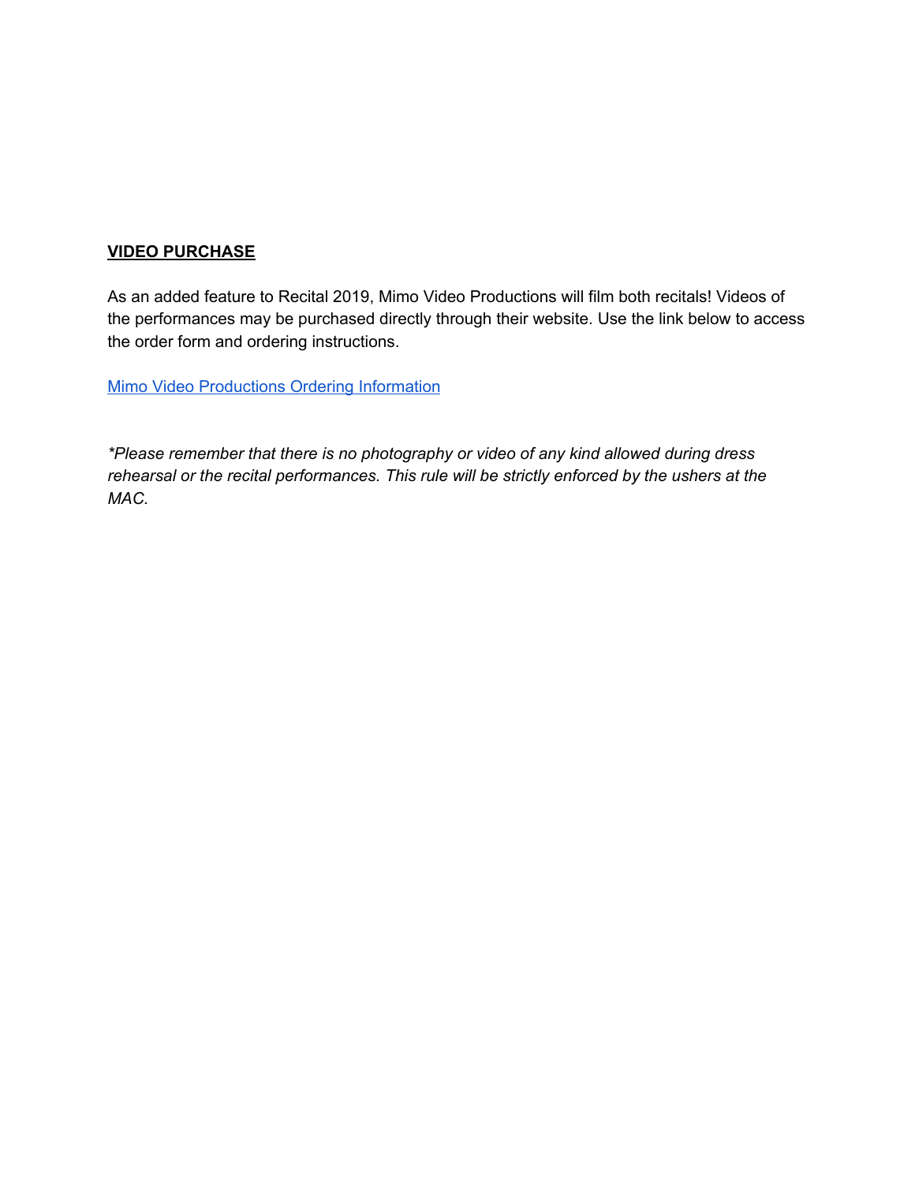**VIDEO PURCHASE**

As an added feature to Recital 2019, Mimo Video Productions will film both recitals! Videos of the performances may be purchased directly through their website. Use the link below to access the order form and ordering instructions.

Mimo Video Productions Ordering Information

**Please remember that there is no photography or video of any kind allowed during dress rehearsal or the recital performances. This rule will be strictly enforced by the ushers at the MAC.*